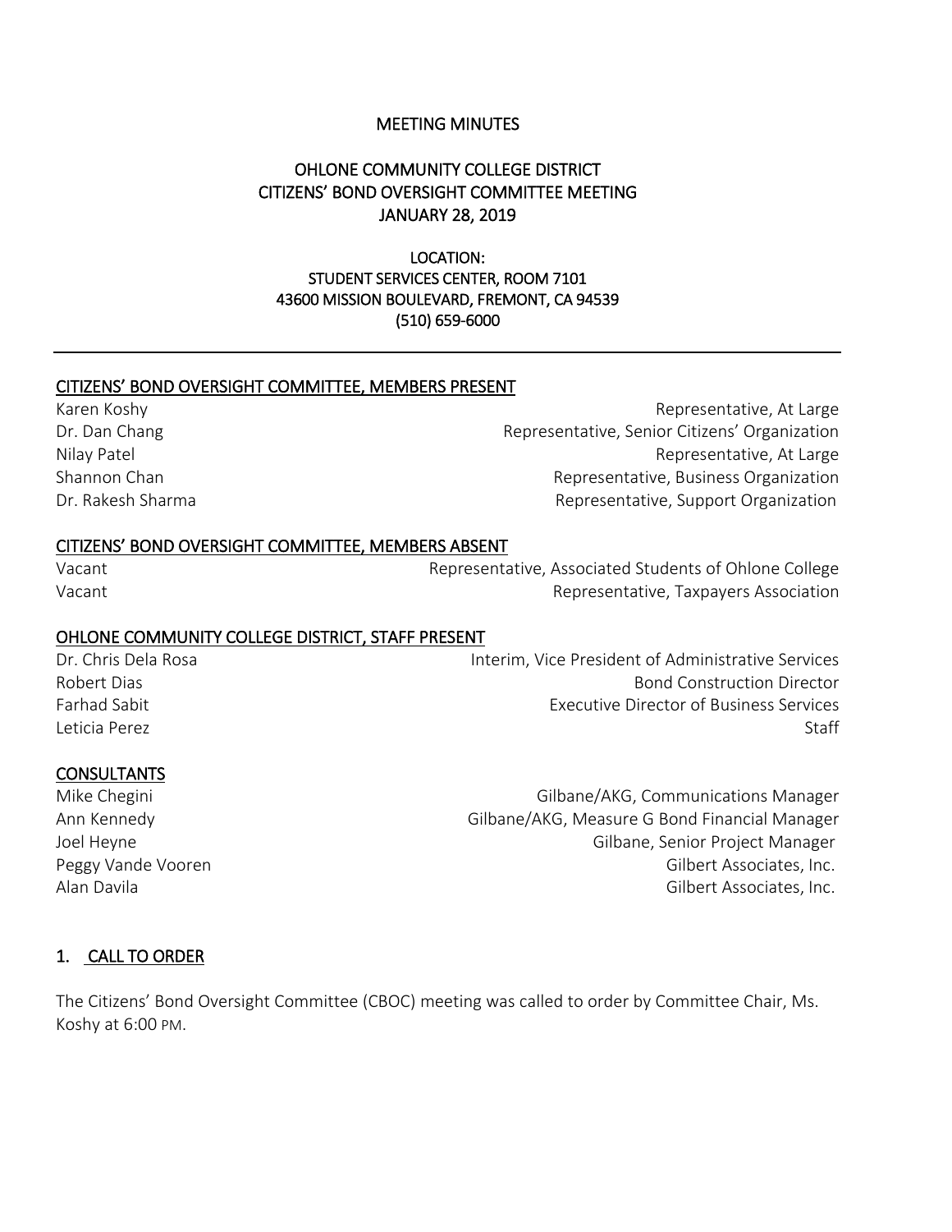# MEETING MINUTES

## OHLONE COMMUNITY COLLEGE DISTRICT
## CITIZENS' BOND OVERSIGHT COMMITTEE MEETING
## JANUARY 28, 2019

LOCATION:
STUDENT SERVICES CENTER, ROOM 7101
43600 MISSION BOULEVARD, FREMONT, CA 94539
(510) 659-6000

---

### CITIZENS' BOND OVERSIGHT COMMITTEE, MEMBERS PRESENT

| | |
|---|---|
| Karen Koshy | Representative, At Large |
| Dr. Dan Chang | Representative, Senior Citizens' Organization |
| Nilay Patel | Representative, At Large |
| Shannon Chan | Representative, Business Organization |
| Dr. Rakesh Sharma | Representative, Support Organization |

### CITIZENS' BOND OVERSIGHT COMMITTEE, MEMBERS ABSENT

| | |
|---|---|
| Vacant | Representative, Associated Students of Ohlone College |
| Vacant | Representative, Taxpayers Association |

### OHLONE COMMUNITY COLLEGE DISTRICT, STAFF PRESENT

| | |
|---|---|
| Dr. Chris Dela Rosa | Interim, Vice President of Administrative Services |
| Robert Dias | Bond Construction Director |
| Farhad Sabit | Executive Director of Business Services |
| Leticia Perez | Staff |

### CONSULTANTS

| | |
|---|---|
| Mike Chegini | Gilbane/AKG, Communications Manager |
| Ann Kennedy | Gilbane/AKG, Measure G Bond Financial Manager |
| Joel Heyne | Gilbane, Senior Project Manager |
| Peggy Vande Vooren | Gilbert Associates, Inc. |
| Alan Davila | Gilbert Associates, Inc. |

### 1. CALL TO ORDER

The Citizens' Bond Oversight Committee (CBOC) meeting was called to order by Committee Chair, Ms. Koshy at 6:00 PM.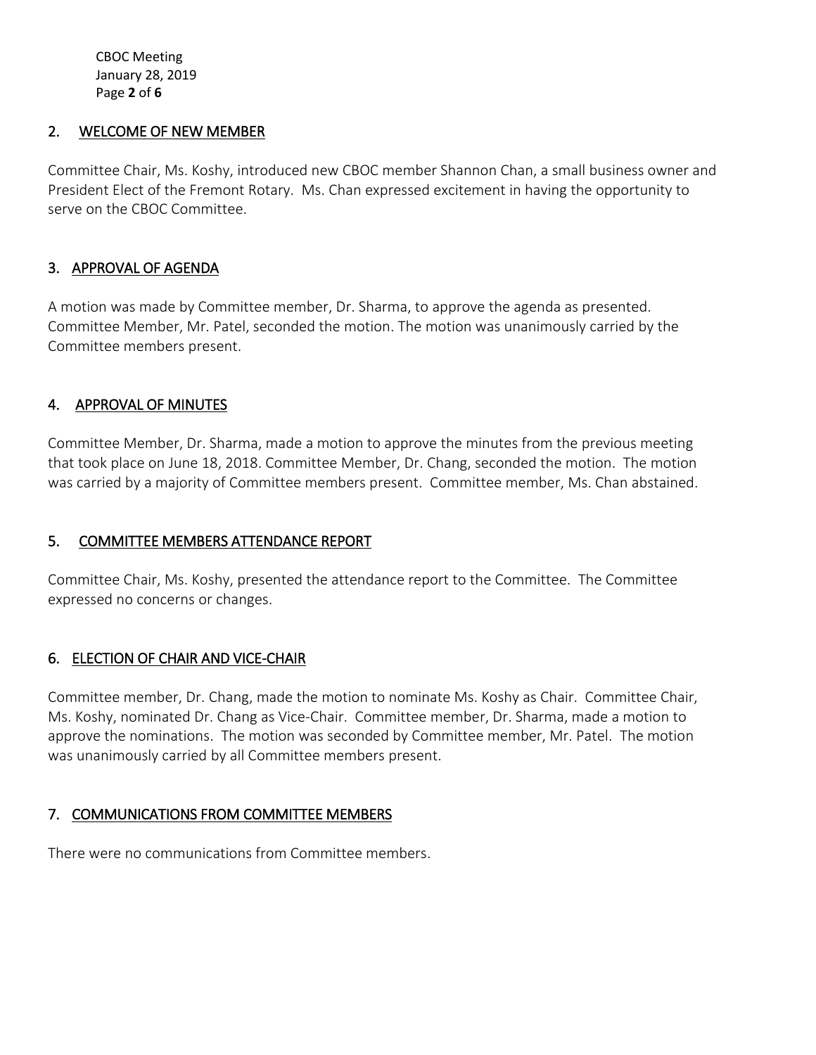## 2. WELCOME OF NEW MEMBER

Committee Chair, Ms. Koshy, introduced new CBOC member Shannon Chan, a small business owner and President Elect of the Fremont Rotary. Ms. Chan expressed excitement in having the opportunity to serve on the CBOC Committee.

## 3. APPROVAL OF AGENDA

A motion was made by Committee member, Dr. Sharma, to approve the agenda as presented. Committee Member, Mr. Patel, seconded the motion. The motion was unanimously carried by the Committee members present.

## 4. APPROVAL OF MINUTES

Committee Member, Dr. Sharma, made a motion to approve the minutes from the previous meeting that took place on June 18, 2018. Committee Member, Dr. Chang, seconded the motion. The motion was carried by a majority of Committee members present. Committee member, Ms. Chan abstained.

## 5. COMMITTEE MEMBERS ATTENDANCE REPORT

Committee Chair, Ms. Koshy, presented the attendance report to the Committee. The Committee expressed no concerns or changes.

## 6. ELECTION OF CHAIR AND VICE-CHAIR

Committee member, Dr. Chang, made the motion to nominate Ms. Koshy as Chair. Committee Chair, Ms. Koshy, nominated Dr. Chang as Vice-Chair. Committee member, Dr. Sharma, made a motion to approve the nominations. The motion was seconded by Committee member, Mr. Patel. The motion was unanimously carried by all Committee members present.

## 7. COMMUNICATIONS FROM COMMITTEE MEMBERS

There were no communications from Committee members.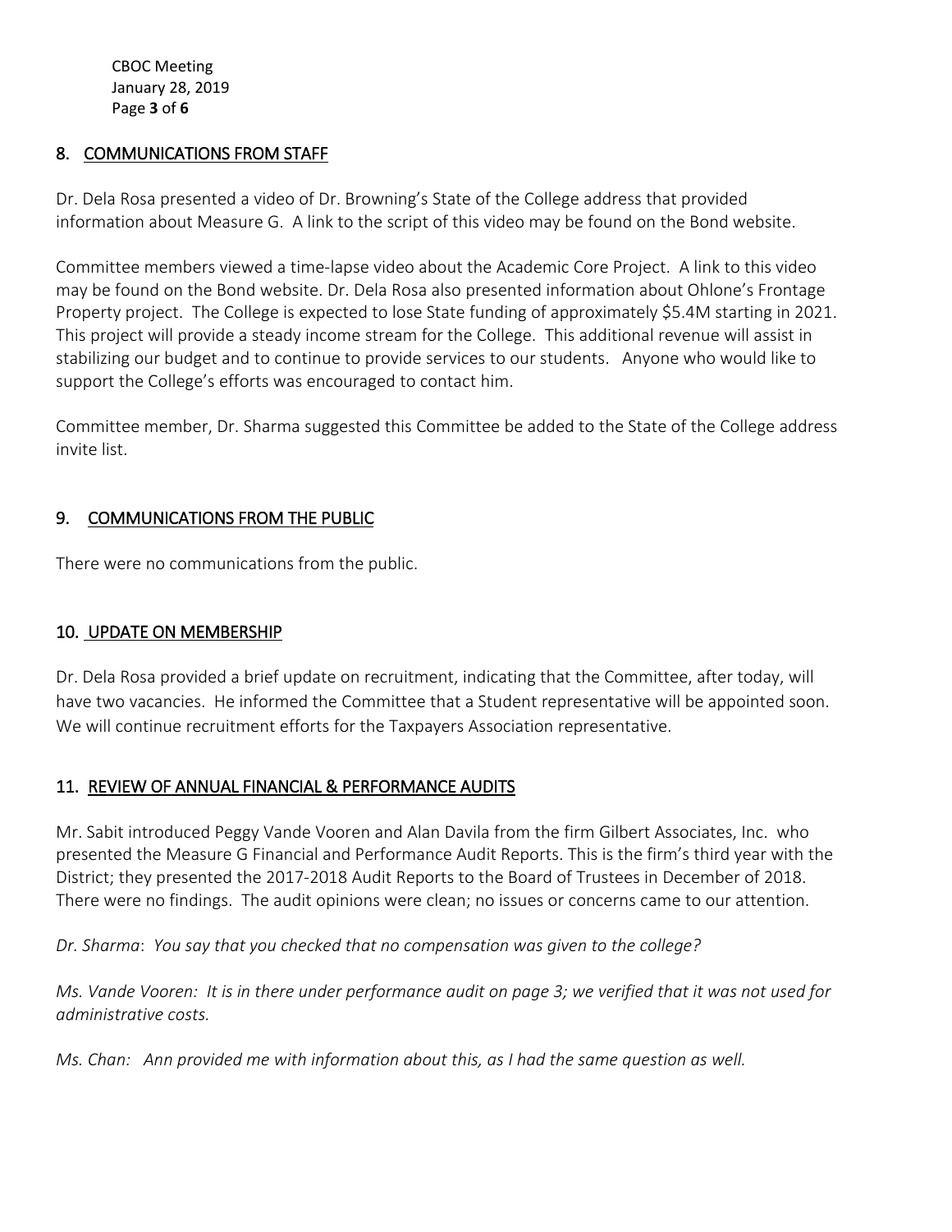## 8. COMMUNICATIONS FROM STAFF

Dr. Dela Rosa presented a video of Dr. Browning's State of the College address that provided information about Measure G. A link to the script of this video may be found on the Bond website.

Committee members viewed a time-lapse video about the Academic Core Project. A link to this video may be found on the Bond website. Dr. Dela Rosa also presented information about Ohlone's Frontage Property project. The College is expected to lose State funding of approximately $5.4M starting in 2021. This project will provide a steady income stream for the College. This additional revenue will assist in stabilizing our budget and to continue to provide services to our students. Anyone who would like to support the College's efforts was encouraged to contact him.

Committee member, Dr. Sharma suggested this Committee be added to the State of the College address invite list.

## 9. COMMUNICATIONS FROM THE PUBLIC

There were no communications from the public.

## 10. UPDATE ON MEMBERSHIP

Dr. Dela Rosa provided a brief update on recruitment, indicating that the Committee, after today, will have two vacancies. He informed the Committee that a Student representative will be appointed soon. We will continue recruitment efforts for the Taxpayers Association representative.

## 11. REVIEW OF ANNUAL FINANCIAL & PERFORMANCE AUDITS

Mr. Sabit introduced Peggy Vande Vooren and Alan Davila from the firm Gilbert Associates, Inc. who presented the Measure G Financial and Performance Audit Reports. This is the firm's third year with the District; they presented the 2017-2018 Audit Reports to the Board of Trustees in December of 2018. There were no findings. The audit opinions were clean; no issues or concerns came to our attention.

*Dr. Sharma: You say that you checked that no compensation was given to the college?*

*Ms. Vande Vooren: It is in there under performance audit on page 3; we verified that it was not used for administrative costs.*

*Ms. Chan: Ann provided me with information about this, as I had the same question as well.*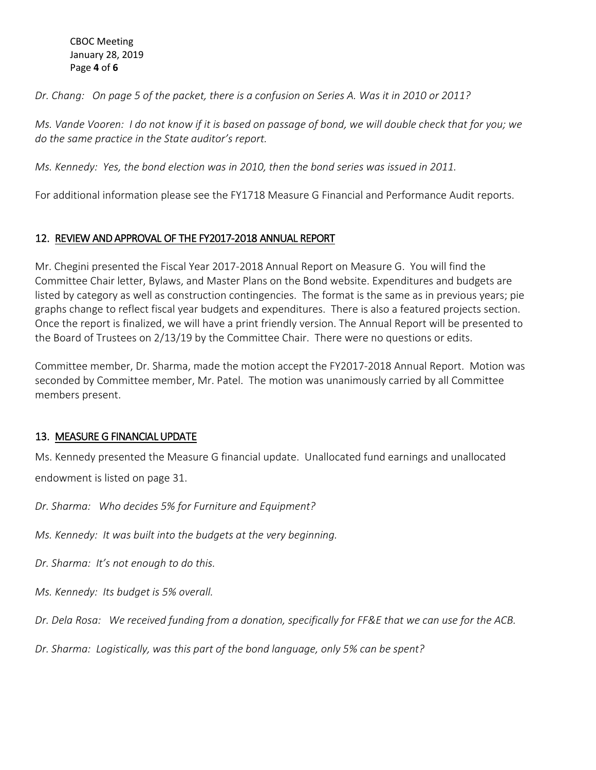*Dr. Chang: On page 5 of the packet, there is a confusion on Series A. Was it in 2010 or 2011?*

*Ms. Vande Vooren: I do not know if it is based on passage of bond, we will double check that for you; we do the same practice in the State auditor's report.*

*Ms. Kennedy: Yes, the bond election was in 2010, then the bond series was issued in 2011.*

For additional information please see the FY1718 Measure G Financial and Performance Audit reports.

## 12. REVIEW AND APPROVAL OF THE FY2017-2018 ANNUAL REPORT

Mr. Chegini presented the Fiscal Year 2017-2018 Annual Report on Measure G. You will find the Committee Chair letter, Bylaws, and Master Plans on the Bond website. Expenditures and budgets are listed by category as well as construction contingencies. The format is the same as in previous years; pie graphs change to reflect fiscal year budgets and expenditures. There is also a featured projects section. Once the report is finalized, we will have a print friendly version. The Annual Report will be presented to the Board of Trustees on 2/13/19 by the Committee Chair. There were no questions or edits.

Committee member, Dr. Sharma, made the motion accept the FY2017-2018 Annual Report. Motion was seconded by Committee member, Mr. Patel. The motion was unanimously carried by all Committee members present.

## 13. MEASURE G FINANCIAL UPDATE

Ms. Kennedy presented the Measure G financial update. Unallocated fund earnings and unallocated endowment is listed on page 31.

*Dr. Sharma: Who decides 5% for Furniture and Equipment?*

*Ms. Kennedy: It was built into the budgets at the very beginning.*

*Dr. Sharma: It's not enough to do this.*

*Ms. Kennedy: Its budget is 5% overall.*

*Dr. Dela Rosa: We received funding from a donation, specifically for FF&E that we can use for the ACB.*

*Dr. Sharma: Logistically, was this part of the bond language, only 5% can be spent?*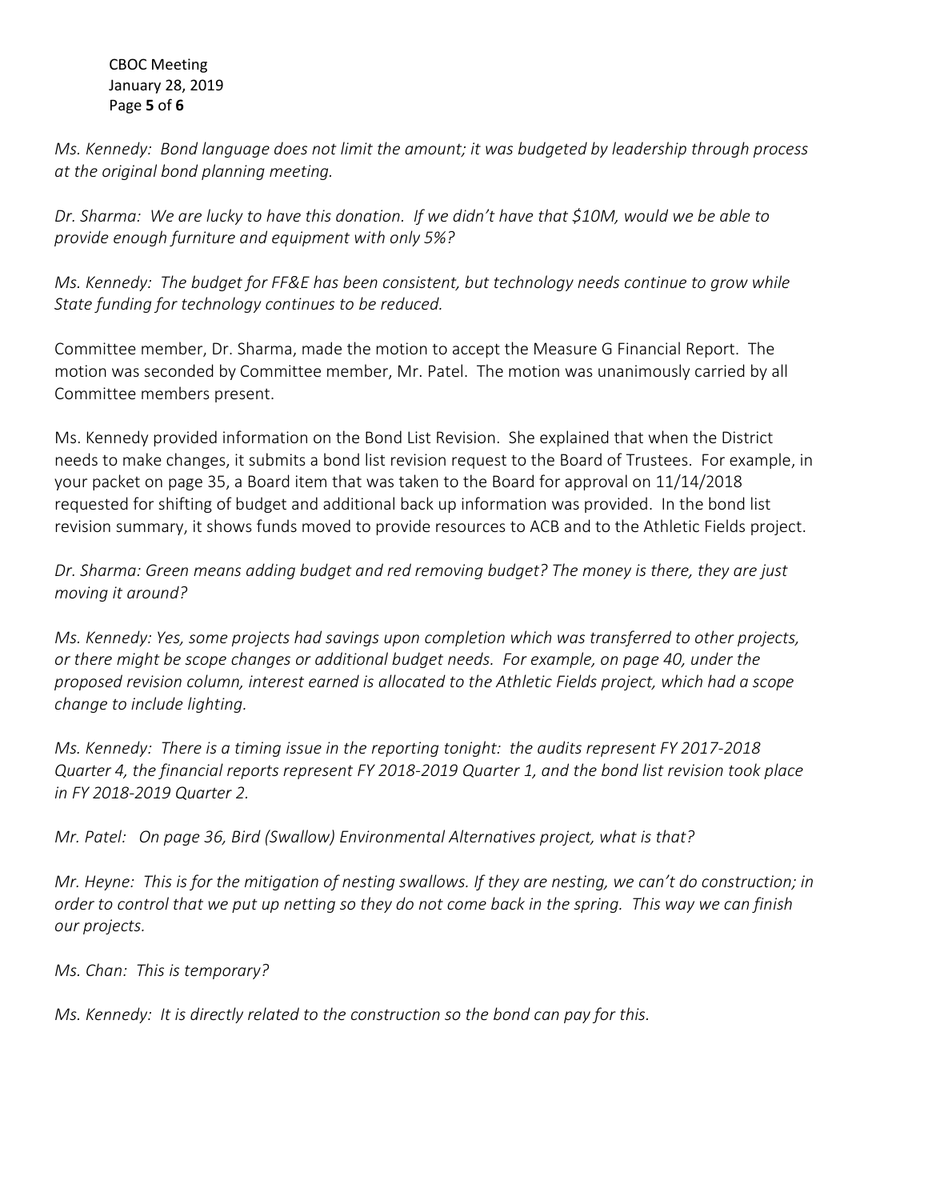*Ms. Kennedy: Bond language does not limit the amount; it was budgeted by leadership through process at the original bond planning meeting.*

*Dr. Sharma: We are lucky to have this donation. If we didn't have that $10M, would we be able to provide enough furniture and equipment with only 5%?*

*Ms. Kennedy: The budget for FF&E has been consistent, but technology needs continue to grow while State funding for technology continues to be reduced.*

Committee member, Dr. Sharma, made the motion to accept the Measure G Financial Report. The motion was seconded by Committee member, Mr. Patel. The motion was unanimously carried by all Committee members present.

Ms. Kennedy provided information on the Bond List Revision. She explained that when the District needs to make changes, it submits a bond list revision request to the Board of Trustees. For example, in your packet on page 35, a Board item that was taken to the Board for approval on 11/14/2018 requested for shifting of budget and additional back up information was provided. In the bond list revision summary, it shows funds moved to provide resources to ACB and to the Athletic Fields project.

*Dr. Sharma: Green means adding budget and red removing budget? The money is there, they are just moving it around?*

*Ms. Kennedy: Yes, some projects had savings upon completion which was transferred to other projects, or there might be scope changes or additional budget needs. For example, on page 40, under the proposed revision column, interest earned is allocated to the Athletic Fields project, which had a scope change to include lighting.*

*Ms. Kennedy: There is a timing issue in the reporting tonight: the audits represent FY 2017-2018 Quarter 4, the financial reports represent FY 2018-2019 Quarter 1, and the bond list revision took place in FY 2018-2019 Quarter 2.*

*Mr. Patel: On page 36, Bird (Swallow) Environmental Alternatives project, what is that?*

*Mr. Heyne: This is for the mitigation of nesting swallows. If they are nesting, we can't do construction; in order to control that we put up netting so they do not come back in the spring. This way we can finish our projects.*

*Ms. Chan: This is temporary?*

*Ms. Kennedy: It is directly related to the construction so the bond can pay for this.*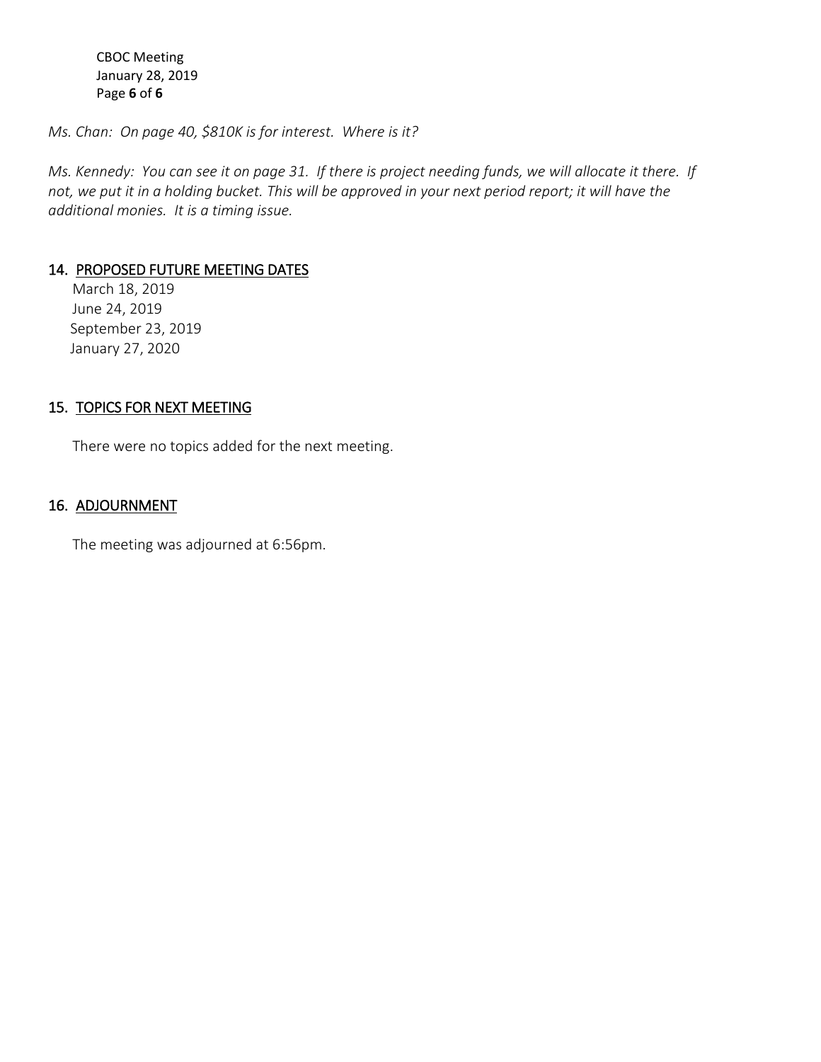*Ms. Chan: On page 40, $810K is for interest. Where is it?*

*Ms. Kennedy: You can see it on page 31. If there is project needing funds, we will allocate it there. If not, we put it in a holding bucket. This will be approved in your next period report; it will have the additional monies. It is a timing issue.*

## 14. PROPOSED FUTURE MEETING DATES

March 18, 2019
June 24, 2019
September 23, 2019
January 27, 2020

## 15. TOPICS FOR NEXT MEETING

There were no topics added for the next meeting.

## 16. ADJOURNMENT

The meeting was adjourned at 6:56pm.